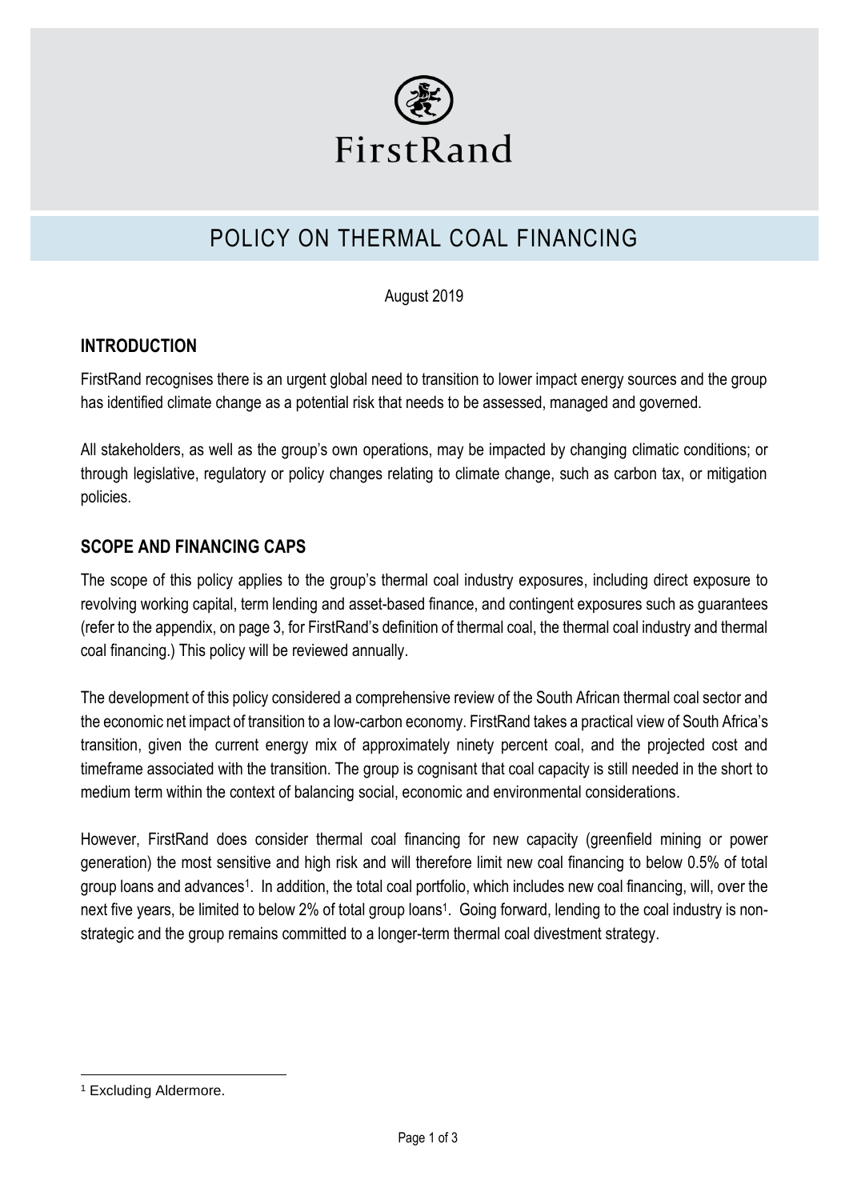FirstRand

# POLICY ON THERMAL COAL FINANCING

August 2019

## INTRODUCTION

FirstRand recognises there is an urgent global need to transition to lower impact energy sources and the group has identified climate change as a potential risk that needs to be assessed, managed and governed.

All stakeholders, as well as the group's own operations, may be impacted by changing climatic conditions; or through legislative, regulatory or policy changes relating to climate change, such as carbon tax, or mitigation policies.

## SCOPE AND FINANCING CAPS

The scope of this policy applies to the group's thermal coal industry exposures, including direct exposure to revolving working capital, term lending and asset-based finance, and contingent exposures such as guarantees (refer to the appendix, on page 3, for FirstRand's definition of thermal coal, the thermal coal industry and thermal coal financing.) This policy will be reviewed annually.

The development of this policy considered a comprehensive review of the South African thermal coal sector and the economic net impact of transition to a low-carbon economy. FirstRand takes a practical view of South Africa's transition, given the current energy mix of approximately ninety percent coal, and the projected cost and timeframe associated with the transition. The group is cognisant that coal capacity is still needed in the short to medium term within the context of balancing social, economic and environmental considerations.

However, FirstRand does consider thermal coal financing for new capacity (greenfield mining or power generation) the most sensitive and high risk and will therefore limit new coal financing to below 0.5% of total group loans and advances[1]. In addition, the total coal portfolio, which includes new coal financing, will, over the next five years, be limited to below 2% of total group loans[1]. Going forward, lending to the coal industry is non-strategic and the group remains committed to a longer-term thermal coal divestment strategy.

[1] Excluding Aldermore.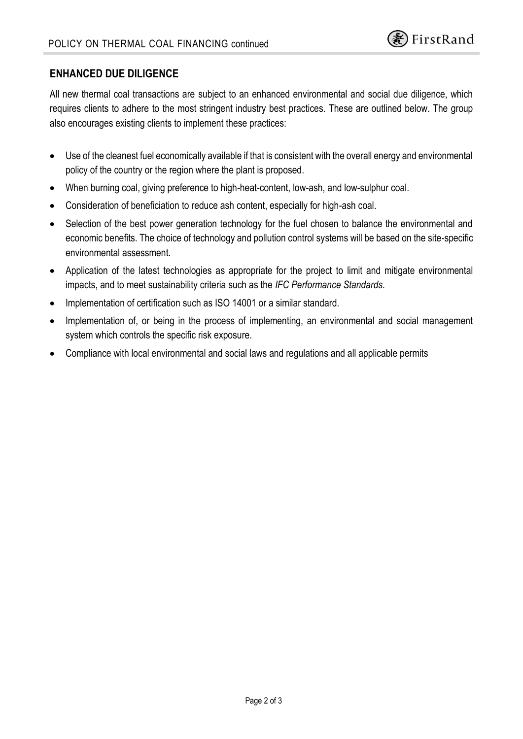## ENHANCED DUE DILIGENCE

All new thermal coal transactions are subject to an enhanced environmental and social due diligence, which requires clients to adhere to the most stringent industry best practices. These are outlined below. The group also encourages existing clients to implement these practices:

- Use of the cleanest fuel economically available if that is consistent with the overall energy and environmental policy of the country or the region where the plant is proposed.
- When burning coal, giving preference to high-heat-content, low-ash, and low-sulphur coal.
- Consideration of beneficiation to reduce ash content, especially for high-ash coal.
- Selection of the best power generation technology for the fuel chosen to balance the environmental and economic benefits. The choice of technology and pollution control systems will be based on the site-specific environmental assessment.
- Application of the latest technologies as appropriate for the project to limit and mitigate environmental impacts, and to meet sustainability criteria such as the *IFC Performance Standards.*
- Implementation of certification such as ISO 14001 or a similar standard.
- Implementation of, or being in the process of implementing, an environmental and social management system which controls the specific risk exposure.
- Compliance with local environmental and social laws and regulations and all applicable permits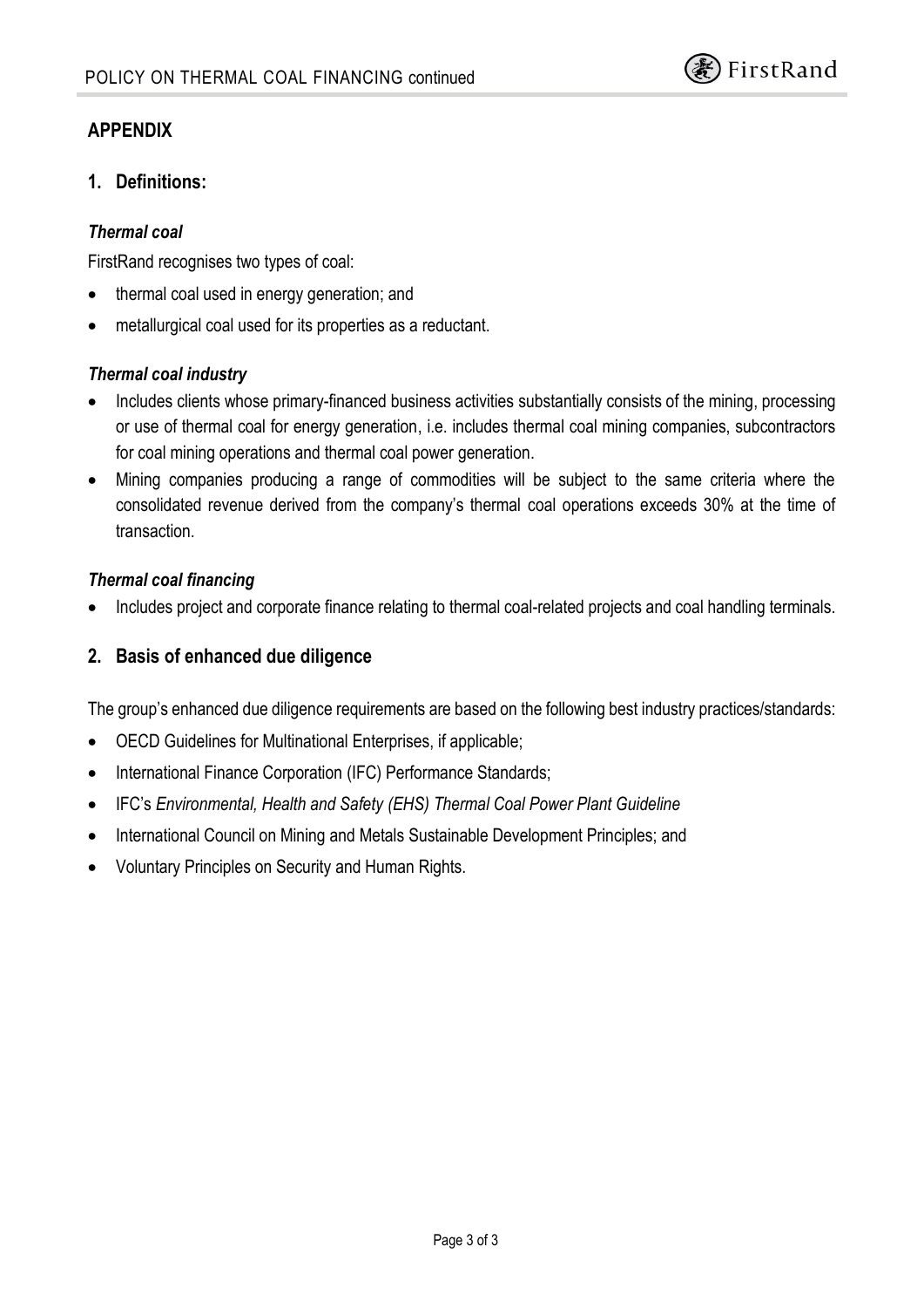## APPENDIX

### 1. Definitions:

***Thermal coal***

FirstRand recognises two types of coal:

- thermal coal used in energy generation; and
- metallurgical coal used for its properties as a reductant.

***Thermal coal industry***

- Includes clients whose primary-financed business activities substantially consists of the mining, processing or use of thermal coal for energy generation, i.e. includes thermal coal mining companies, subcontractors for coal mining operations and thermal coal power generation.
- Mining companies producing a range of commodities will be subject to the same criteria where the consolidated revenue derived from the company's thermal coal operations exceeds 30% at the time of transaction.

***Thermal coal financing***

- Includes project and corporate finance relating to thermal coal-related projects and coal handling terminals.

### 2. Basis of enhanced due diligence

The group's enhanced due diligence requirements are based on the following best industry practices/standards:

- OECD Guidelines for Multinational Enterprises, if applicable;
- International Finance Corporation (IFC) Performance Standards;
- IFC's *Environmental, Health and Safety (EHS) Thermal Coal Power Plant Guideline*
- International Council on Mining and Metals Sustainable Development Principles; and
- Voluntary Principles on Security and Human Rights.